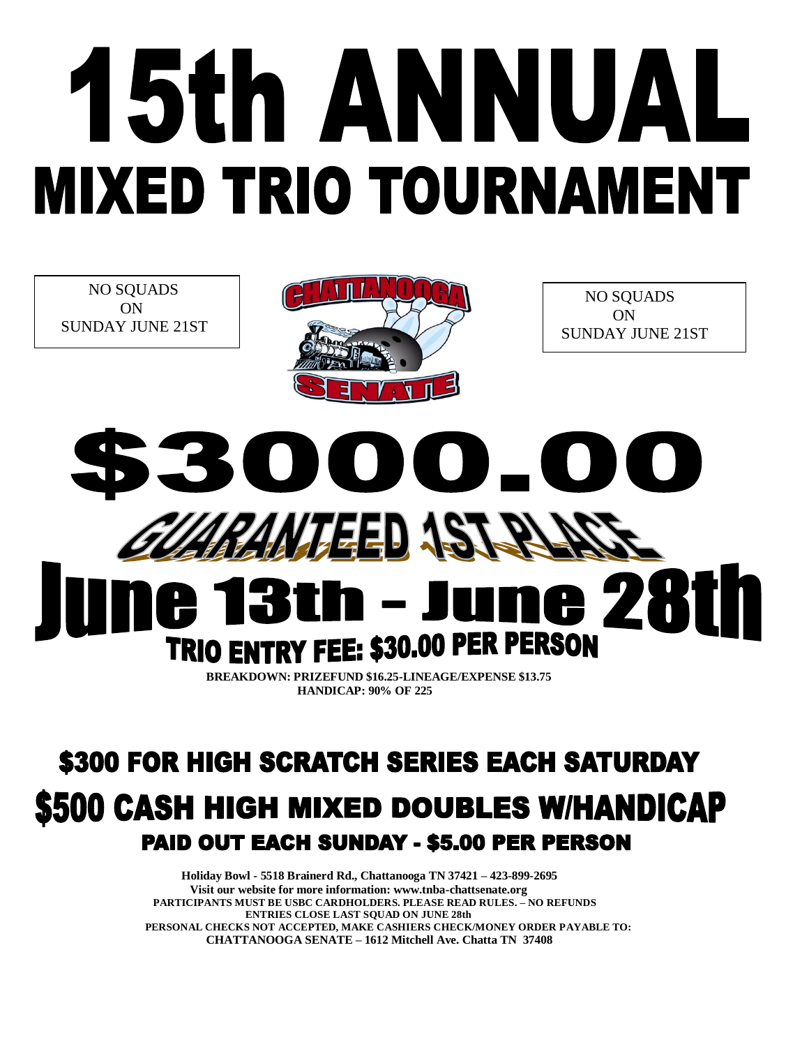# 15th ANNUAL

# MIXED TRIO TOURNAMENT

NO SQUADS ON SUNDAY JUNE 21ST

CHATTANOOGA SENATE

NO SQUADS ON SUNDAY JUNE 21ST

# $3000.00

## GUARANTEED 1ST PLACE

# June 13th – June 28th

## TRIO ENTRY FEE: $30.00 PER PERSON

**BREAKDOWN: PRIZEFUND $16.25-LINEAGE/EXPENSE $13.75**
**HANDICAP: 90% OF 225**

## $300 FOR HIGH SCRATCH SERIES EACH SATURDAY

## $500 CASH HIGH MIXED DOUBLES W/HANDICAP

### PAID OUT EACH SUNDAY - $5.00 PER PERSON

**Holiday Bowl - 5518 Brainerd Rd., Chattanooga TN 37421 – 423-899-2695**
**Visit our website for more information: www.tnba-chattsenate.org**
**PARTICIPANTS MUST BE USBC CARDHOLDERS. PLEASE READ RULES. – NO REFUNDS**
**ENTRIES CLOSE LAST SQUAD ON JUNE 28th**
**PERSONAL CHECKS NOT ACCEPTED, MAKE CASHIERS CHECK/MONEY ORDER PAYABLE TO:**
**CHATTANOOGA SENATE – 1612 Mitchell Ave. Chatta TN 37408**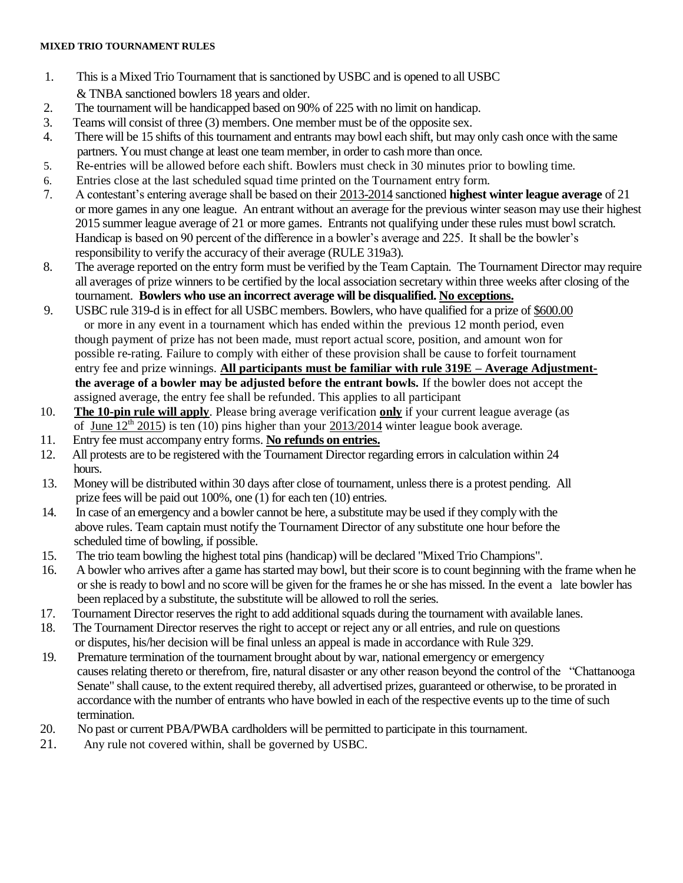**MIXED TRIO TOURNAMENT RULES**

1. This is a Mixed Trio Tournament that is sanctioned by USBC and is opened to all USBC & TNBA sanctioned bowlers 18 years and older.
2. The tournament will be handicapped based on 90% of 225 with no limit on handicap.
3. Teams will consist of three (3) members. One member must be of the opposite sex.
4. There will be 15 shifts of this tournament and entrants may bowl each shift, but may only cash once with the same partners. You must change at least one team member, in order to cash more than once.
5. Re-entries will be allowed before each shift. Bowlers must check in 30 minutes prior to bowling time.
6. Entries close at the last scheduled squad time printed on the Tournament entry form.
7. A contestant's entering average shall be based on their 2013-2014 sanctioned **highest winter league average** of 21 or more games in any one league. An entrant without an average for the previous winter season may use their highest 2015 summer league average of 21 or more games. Entrants not qualifying under these rules must bowl scratch. Handicap is based on 90 percent of the difference in a bowler's average and 225. It shall be the bowler's responsibility to verify the accuracy of their average (RULE 319a3).
8. The average reported on the entry form must be verified by the Team Captain. The Tournament Director may require all averages of prize winners to be certified by the local association secretary within three weeks after closing of the tournament. **Bowlers who use an incorrect average will be disqualified. No exceptions.**
9. USBC rule 319-d is in effect for all USBC members. Bowlers, who have qualified for a prize of $600.00 or more in any event in a tournament which has ended within the previous 12 month period, even though payment of prize has not been made, must report actual score, position, and amount won for possible re-rating. Failure to comply with either of these provision shall be cause to forfeit tournament entry fee and prize winnings. **All participants must be familiar with rule 319E – Average Adjustment- the average of a bowler may be adjusted before the entrant bowls.** If the bowler does not accept the assigned average, the entry fee shall be refunded. This applies to all participant
10. **The 10-pin rule will apply**. Please bring average verification **only** if your current league average (as of June 12th 2015) is ten (10) pins higher than your 2013/2014 winter league book average.
11. Entry fee must accompany entry forms. **No refunds on entries.**
12. All protests are to be registered with the Tournament Director regarding errors in calculation within 24 hours.
13. Money will be distributed within 30 days after close of tournament, unless there is a protest pending. All prize fees will be paid out 100%, one (1) for each ten (10) entries.
14. In case of an emergency and a bowler cannot be here, a substitute may be used if they comply with the above rules. Team captain must notify the Tournament Director of any substitute one hour before the scheduled time of bowling, if possible.
15. The trio team bowling the highest total pins (handicap) will be declared "Mixed Trio Champions".
16. A bowler who arrives after a game has started may bowl, but their score is to count beginning with the frame when he or she is ready to bowl and no score will be given for the frames he or she has missed. In the event a late bowler has been replaced by a substitute, the substitute will be allowed to roll the series.
17. Tournament Director reserves the right to add additional squads during the tournament with available lanes.
18. The Tournament Director reserves the right to accept or reject any or all entries, and rule on questions or disputes, his/her decision will be final unless an appeal is made in accordance with Rule 329.
19. Premature termination of the tournament brought about by war, national emergency or emergency causes relating thereto or therefrom, fire, natural disaster or any other reason beyond the control of the "Chattanooga Senate" shall cause, to the extent required thereby, all advertised prizes, guaranteed or otherwise, to be prorated in accordance with the number of entrants who have bowled in each of the respective events up to the time of such termination.
20. No past or current PBA/PWBA cardholders will be permitted to participate in this tournament.
21. Any rule not covered within, shall be governed by USBC.